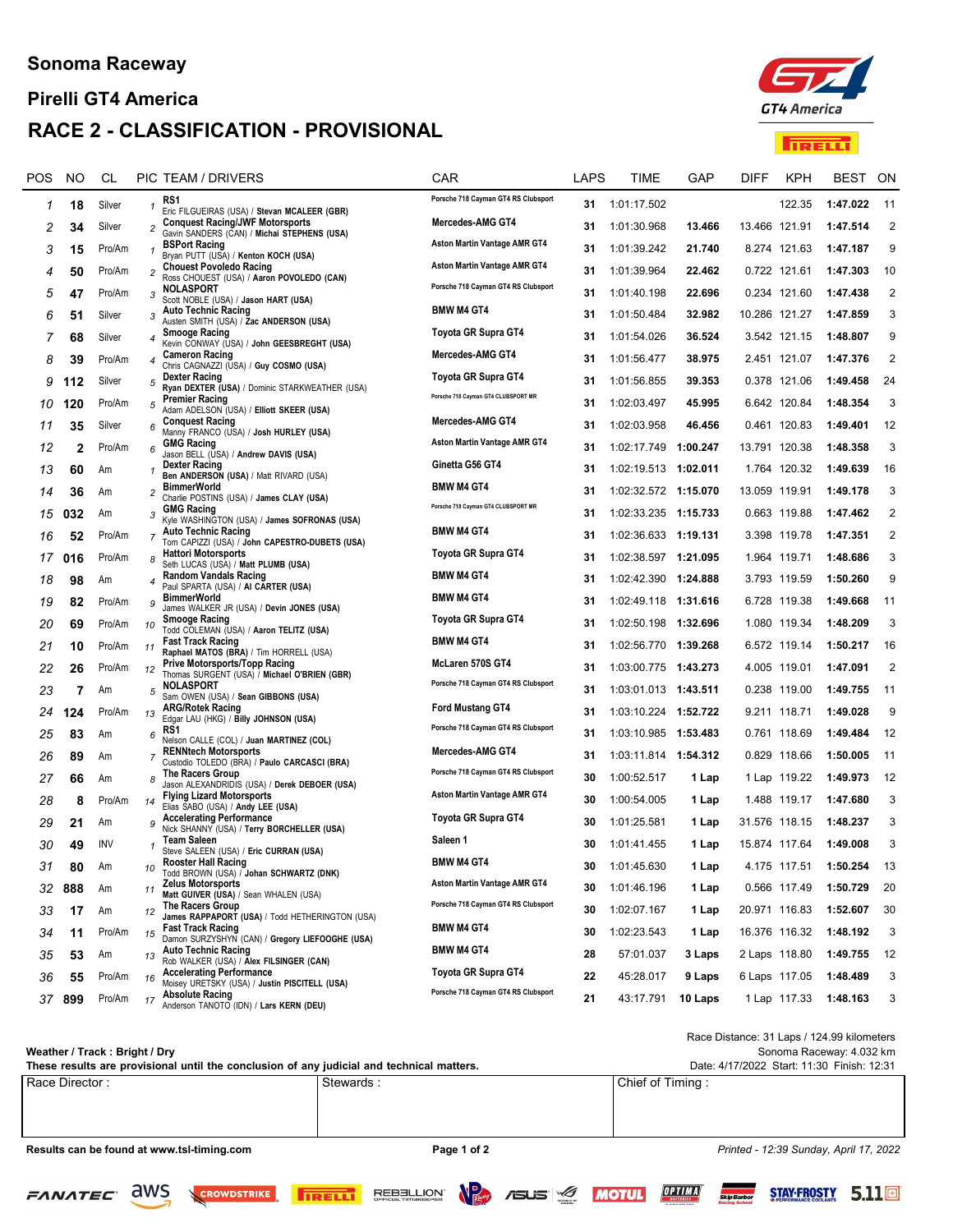# Sonoma Raceway

## Pirelli GT4 America

## RACE 2 - CLASSIFICATION - PROVISIONAL

| POS | NO | CL | PIC | TEAM / DRIVERS | CAR | LAPS | TIME | GAP | DIFF | KPH | BEST | ON |
|---|---|---|---|---|---|---|---|---|---|---|---|---|
| 1 | 18 | Silver | 1 | RS1<br>Eric FILGUEIRAS (USA) / **Stevan MCALEER (GBR)** | Porsche 718 Cayman GT4 RS Clubsport | 31 | 1:01:17.502 | | | 122.35 | 1:47.022 | 11 |
| 2 | 34 | Silver | 2 | Conquest Racing/JWF Motorsports<br>Gavin SANDERS (CAN) / **Michai STEPHENS (USA)** | Mercedes-AMG GT4 | 31 | 1:01:30.968 | 13.466 | 13.466 | 121.91 | 1:47.514 | 2 |
| 3 | 15 | Pro/Am | 1 | BSPort Racing<br>Bryan PUTT (USA) / **Kenton KOCH (USA)** | Aston Martin Vantage AMR GT4 | 31 | 1:01:39.242 | 21.740 | 8.274 | 121.63 | 1:47.187 | 9 |
| 4 | 50 | Pro/Am | 2 | Chouest Povoledo Racing<br>Ross CHOUEST (USA) / **Aaron POVOLEDO (CAN)** | Aston Martin Vantage AMR GT4 | 31 | 1:01:39.964 | 22.462 | 0.722 | 121.61 | 1:47.303 | 10 |
| 5 | 47 | Pro/Am | 3 | NOLASPORT<br>Scott NOBLE (USA) / **Jason HART (USA)** | Porsche 718 Cayman GT4 RS Clubsport | 31 | 1:01:40.198 | 22.696 | 0.234 | 121.60 | 1:47.438 | 2 |
| 6 | 51 | Silver | 3 | Auto Technic Racing<br>Austen SMITH (USA) / **Zac ANDERSON (USA)** | BMW M4 GT4 | 31 | 1:01:50.484 | 32.982 | 10.286 | 121.27 | 1:47.859 | 3 |
| 7 | 68 | Silver | 4 | Smooge Racing<br>Kevin CONWAY (USA) / **John GEESBREGHT (USA)** | Toyota GR Supra GT4 | 31 | 1:01:54.026 | 36.524 | 3.542 | 121.15 | 1:48.807 | 9 |
| 8 | 39 | Pro/Am | 4 | Cameron Racing<br>Chris CAGNAZZI (USA) / **Guy COSMO (USA)** | Mercedes-AMG GT4 | 31 | 1:01:56.477 | 38.975 | 2.451 | 121.07 | 1:47.376 | 2 |
| 9 | 112 | Silver | 5 | Dexter Racing<br>**Ryan DEXTER (USA)** / Dominic STARKWEATHER (USA) | Toyota GR Supra GT4 | 31 | 1:01:56.855 | 39.353 | 0.378 | 121.06 | 1:49.458 | 24 |
| 10 | 120 | Pro/Am | 5 | Premier Racing<br>Adam ADELSON (USA) / **Elliott SKEER (USA)** | Porsche 718 Cayman GT4 CLUBSPORT MR | 31 | 1:02:03.497 | 45.995 | 6.642 | 120.84 | 1:48.354 | 3 |
| 11 | 35 | Silver | 6 | Conquest Racing<br>Manny FRANCO (USA) / **Josh HURLEY (USA)** | Mercedes-AMG GT4 | 31 | 1:02:03.958 | 46.456 | 0.461 | 120.83 | 1:49.401 | 12 |
| 12 | 2 | Pro/Am | 6 | GMG Racing<br>Jason BELL (USA) / **Andrew DAVIS (USA)** | Aston Martin Vantage AMR GT4 | 31 | 1:02:17.749 | 1:00.247 | 13.791 | 120.38 | 1:48.358 | 3 |
| 13 | 60 | Am | 1 | Dexter Racing<br>**Ben ANDERSON (USA)** / Matt RIVARD (USA) | Ginetta G56 GT4 | 31 | 1:02:19.513 | 1:02.011 | 1.764 | 120.32 | 1:49.639 | 16 |
| 14 | 36 | Am | 2 | BimmerWorld<br>Charlie POSTINS (USA) / **James CLAY (USA)** | BMW M4 GT4 | 31 | 1:02:32.572 | 1:15.070 | 13.059 | 119.91 | 1:49.178 | 3 |
| 15 | 032 | Am | 3 | GMG Racing<br>Kyle WASHINGTON (USA) / **James SOFRONAS (USA)** | Porsche 718 Cayman GT4 CLUBSPORT MR | 31 | 1:02:33.235 | 1:15.733 | 0.663 | 119.88 | 1:47.462 | 2 |
| 16 | 52 | Pro/Am | 7 | Auto Technic Racing<br>Tom CAPIZZI (USA) / **John CAPESTRO-DUBETS (USA)** | BMW M4 GT4 | 31 | 1:02:36.633 | 1:19.131 | 3.398 | 119.78 | 1:47.351 | 2 |
| 17 | 016 | Pro/Am | 8 | Hattori Motorsports<br>Seth LUCAS (USA) / **Matt PLUMB (USA)** | Toyota GR Supra GT4 | 31 | 1:02:38.597 | 1:21.095 | 1.964 | 119.71 | 1:48.686 | 3 |
| 18 | 98 | Am | 4 | Random Vandals Racing<br>Paul SPARTA (USA) / **Al CARTER (USA)** | BMW M4 GT4 | 31 | 1:02:42.390 | 1:24.888 | 3.793 | 119.59 | 1:50.260 | 9 |
| 19 | 82 | Pro/Am | 9 | BimmerWorld<br>James WALKER JR (USA) / **Devin JONES (USA)** | BMW M4 GT4 | 31 | 1:02:49.118 | 1:31.616 | 6.728 | 119.38 | 1:49.668 | 11 |
| 20 | 69 | Pro/Am | 10 | Smooge Racing<br>Todd COLEMAN (USA) / **Aaron TELITZ (USA)** | Toyota GR Supra GT4 | 31 | 1:02:50.198 | 1:32.696 | 1.080 | 119.34 | 1:48.209 | 3 |
| 21 | 10 | Pro/Am | 11 | Fast Track Racing<br>**Raphael MATOS (BRA)** / Tim HORRELL (USA) | BMW M4 GT4 | 31 | 1:02:56.770 | 1:39.268 | 6.572 | 119.14 | 1:50.217 | 16 |
| 22 | 26 | Pro/Am | 12 | Prive Motorsports/Topp Racing<br>Thomas SURGENT (USA) / **Michael O'BRIEN (GBR)** | McLaren 570S GT4 | 31 | 1:03:00.775 | 1:43.273 | 4.005 | 119.01 | 1:47.091 | 2 |
| 23 | 7 | Am | 5 | NOLASPORT<br>Sam OWEN (USA) / **Sean GIBBONS (USA)** | Porsche 718 Cayman GT4 RS Clubsport | 31 | 1:03:01.013 | 1:43.511 | 0.238 | 119.00 | 1:49.755 | 11 |
| 24 | 124 | Pro/Am | 13 | ARG/Rotek Racing<br>Edgar LAU (HKG) / **Billy JOHNSON (USA)** | Ford Mustang GT4 | 31 | 1:03:10.224 | 1:52.722 | 9.211 | 118.71 | 1:49.028 | 9 |
| 25 | 83 | Am | 6 | RS1<br>Nelson CALLE (COL) / **Juan MARTINEZ (COL)** | Porsche 718 Cayman GT4 RS Clubsport | 31 | 1:03:10.985 | 1:53.483 | 0.761 | 118.69 | 1:49.484 | 12 |
| 26 | 89 | Am | 7 | RENNtech Motorsports<br>Custodio TOLEDO (BRA) / **Paulo CARCASCI (BRA)** | Mercedes-AMG GT4 | 31 | 1:03:11.814 | 1:54.312 | 0.829 | 118.66 | 1:50.005 | 11 |
| 27 | 66 | Am | 8 | The Racers Group<br>Jason ALEXANDRIDIS (USA) / **Derek DEBOER (USA)** | Porsche 718 Cayman GT4 RS Clubsport | 30 | 1:00:52.517 | 1 Lap | 1 Lap | 119.22 | 1:49.973 | 12 |
| 28 | 8 | Pro/Am | 14 | Flying Lizard Motorsports<br>Elias SABO (USA) / **Andy LEE (USA)** | Aston Martin Vantage AMR GT4 | 30 | 1:00:54.005 | 1 Lap | 1.488 | 119.17 | 1:47.680 | 3 |
| 29 | 21 | Am | 9 | Accelerating Performance<br>Nick SHANNY (USA) / **Terry BORCHELLER (USA)** | Toyota GR Supra GT4 | 30 | 1:01:25.581 | 1 Lap | 31.576 | 118.15 | 1:48.237 | 3 |
| 30 | 49 | INV | 1 | Team Saleen<br>Steve SALEEN (USA) / **Eric CURRAN (USA)** | Saleen 1 | 30 | 1:01:41.455 | 1 Lap | 15.874 | 117.64 | 1:49.008 | 3 |
| 31 | 80 | Am | 10 | Rooster Hall Racing<br>Todd BROWN (USA) / **Johan SCHWARTZ (DNK)** | BMW M4 GT4 | 30 | 1:01:45.630 | 1 Lap | 4.175 | 117.51 | 1:50.254 | 13 |
| 32 | 888 | Am | 11 | Zelus Motorsports<br>**Matt GUIVER (USA)** / Sean WHALEN (USA) | Aston Martin Vantage AMR GT4 | 30 | 1:01:46.196 | 1 Lap | 0.566 | 117.49 | 1:50.729 | 20 |
| 33 | 17 | Am | 12 | The Racers Group<br>**James RAPPAPORT (USA)** / Todd HETHERINGTON (USA) | Porsche 718 Cayman GT4 RS Clubsport | 30 | 1:02:07.167 | 1 Lap | 20.971 | 116.83 | 1:52.607 | 30 |
| 34 | 11 | Pro/Am | 15 | Fast Track Racing<br>Damon SURZYSHYN (CAN) / **Gregory LIEFOOGHE (USA)** | BMW M4 GT4 | 30 | 1:02:23.543 | 1 Lap | 16.376 | 116.32 | 1:48.192 | 3 |
| 35 | 53 | Am | 13 | Auto Technic Racing<br>Rob WALKER (USA) / **Alex FILSINGER (CAN)** | BMW M4 GT4 | 28 | 57:01.037 | 3 Laps | 2 Laps | 118.80 | 1:49.755 | 12 |
| 36 | 55 | Pro/Am | 16 | Accelerating Performance<br>Moisey URETSKY (USA) / **Justin PISCITELL (USA)** | Toyota GR Supra GT4 | 22 | 45:28.017 | 9 Laps | 6 Laps | 117.05 | 1:48.489 | 3 |
| 37 | 899 | Pro/Am | 17 | Absolute Racing<br>Anderson TANOTO (IDN) / **Lars KERN (DEU)** | Porsche 718 Cayman GT4 RS Clubsport | 21 | 43:17.791 | 10 Laps | 1 Lap | 117.33 | 1:48.163 | 3 |

Race Distance: 31 Laps / 124.99 kilometers
Sonoma Raceway: 4.032 km
Date: 4/17/2022 Start: 11:30 Finish: 12:31

**Weather / Track : Bright / Dry**

**These results are provisional until the conclusion of any judicial and technical matters.**

| Race Director : | Stewards : | Chief of Timing : |
|---|---|---|
| | | |

**Results can be found at www.tsl-timing.com**

*Printed - 12:39 Sunday, April 17, 2022*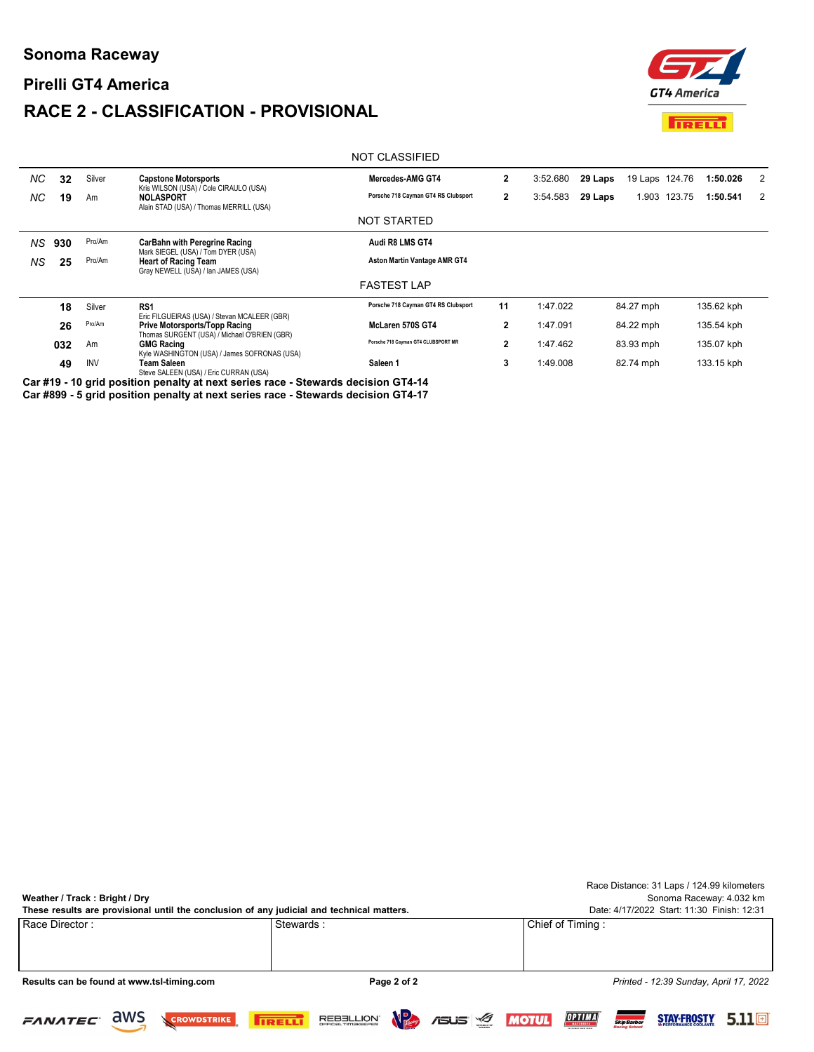# Sonoma Raceway

## Pirelli GT4 America

## RACE 2 - CLASSIFICATION - PROVISIONAL

### NOT CLASSIFIED

| | | | | | | | | | | | |
|---|---|---|---|---|---|---|---|---|---|---|---|
| NC | 32 | Silver | **Capstone Motorsports**<br>Kris WILSON (USA) / Cole CIRAULO (USA) | Mercedes-AMG GT4 | 2 | 3:52.680 | 29 Laps | 19 Laps | 124.76 | 1:50.026 | 2 |
| NC | 19 | Am | **NOLASPORT**<br>Alain STAD (USA) / Thomas MERRILL (USA) | Porsche 718 Cayman GT4 RS Clubsport | 2 | 3:54.583 | 29 Laps | 1.903 | 123.75 | 1:50.541 | 2 |

### NOT STARTED

| | | | | |
|---|---|---|---|---|
| NS | 930 | Pro/Am | **CarBahn with Peregrine Racing**<br>Mark SIEGEL (USA) / Tom DYER (USA) | Audi R8 LMS GT4 |
| NS | 25 | Pro/Am | **Heart of Racing Team**<br>Gray NEWELL (USA) / Ian JAMES (USA) | Aston Martin Vantage AMR GT4 |

### FASTEST LAP

| | | | | | | | |
|---|---|---|---|---|---|---|---|
| 18 | Silver | **RS1**<br>Eric FILGUEIRAS (USA) / Stevan MCALEER (GBR) | Porsche 718 Cayman GT4 RS Clubsport | 11 | 1:47.022 | 84.27 mph | 135.62 kph |
| 26 | Pro/Am | **Prive Motorsports/Topp Racing**<br>Thomas SURGENT (USA) / Michael O'BRIEN (GBR) | McLaren 570S GT4 | 2 | 1:47.091 | 84.22 mph | 135.54 kph |
| 032 | Am | **GMG Racing**<br>Kyle WASHINGTON (USA) / James SOFRONAS (USA) | Porsche 718 Cayman GT4 CLUBSPORT MR | 2 | 1:47.462 | 83.93 mph | 135.07 kph |
| 49 | INV | **Team Saleen**<br>Steve SALEEN (USA) / Eric CURRAN (USA) | Saleen 1 | 3 | 1:49.008 | 82.74 mph | 133.15 kph |

**Car #19 - 10 grid position penalty at next series race - Stewards decision GT4-14**
**Car #899 - 5 grid position penalty at next series race - Stewards decision GT4-17**

Race Distance: 31 Laps / 124.99 kilometers
Sonoma Raceway: 4.032 km
Date: 4/17/2022 Start: 11:30 Finish: 12:31

**Weather / Track : Bright / Dry**
**These results are provisional until the conclusion of any judicial and technical matters.**

| Race Director : | Stewards : | Chief of Timing : |
|---|---|---|
| | | |

**Results can be found at www.tsl-timing.com**

*Printed - 12:39 Sunday, April 17, 2022*